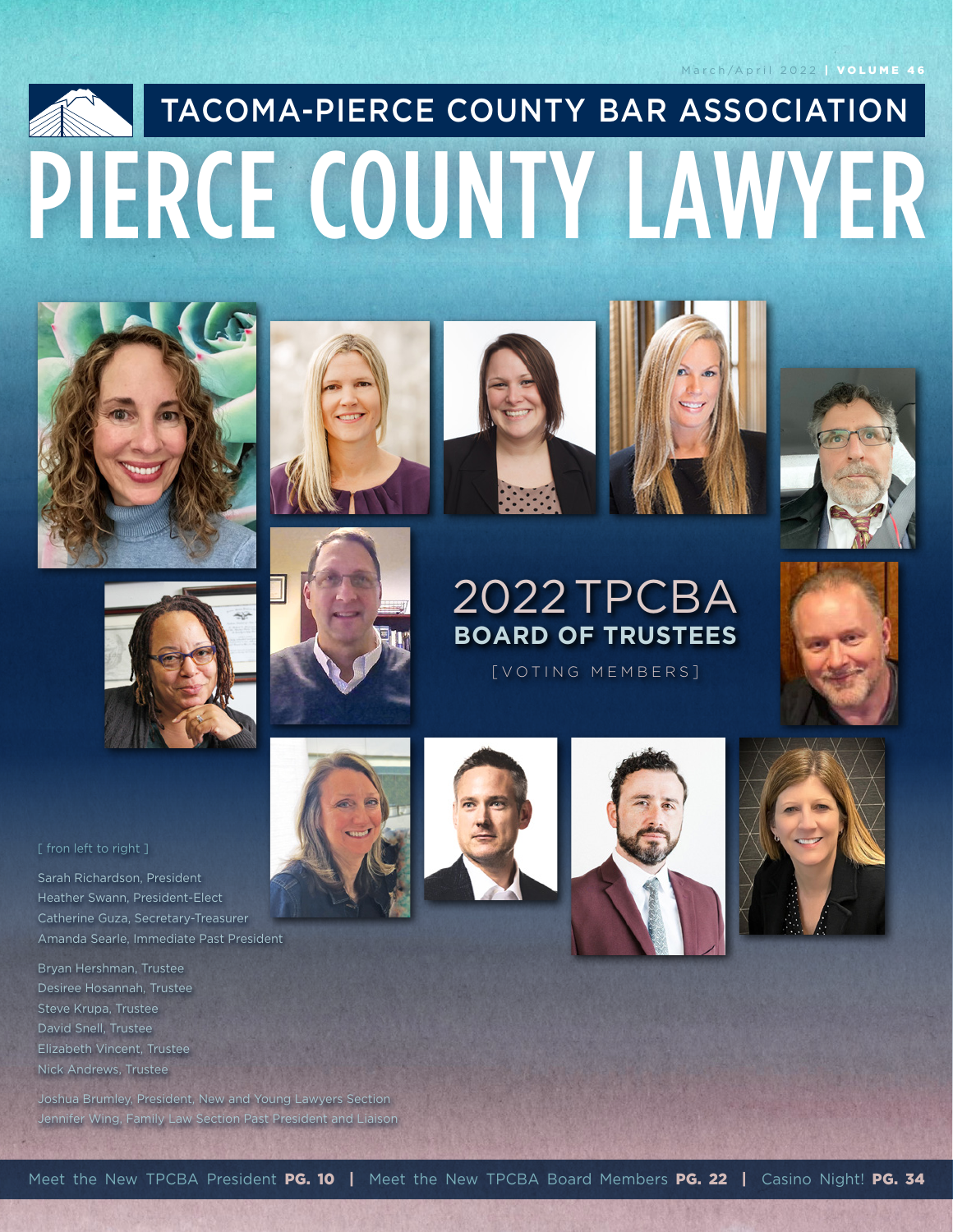March/April 2022 | VOLUME 46

# TACOMA-PIERCE COUNTY BAR ASSOCIATION

# PIERCE COUNTY LAWYER

## 2022 TPCBA BOARD OF TRUSTEES

[VOTING MEMBERS]

[ fron left to right ]

Sarah Richardson, President
Heather Swann, President-Elect
Catherine Guza, Secretary-Treasurer
Amanda Searle, Immediate Past President

Bryan Hershman, Trustee
Desiree Hosannah, Trustee
Steve Krupa, Trustee
David Snell, Trustee
Elizabeth Vincent, Trustee
Nick Andrews, Trustee

Joshua Brumley, President, New and Young Lawyers Section
Jennifer Wing, Family Law Section Past President and Liaison

Meet the New TPCBA President **PG. 10** | Meet the New TPCBA Board Members **PG. 22** | Casino Night! **PG. 34**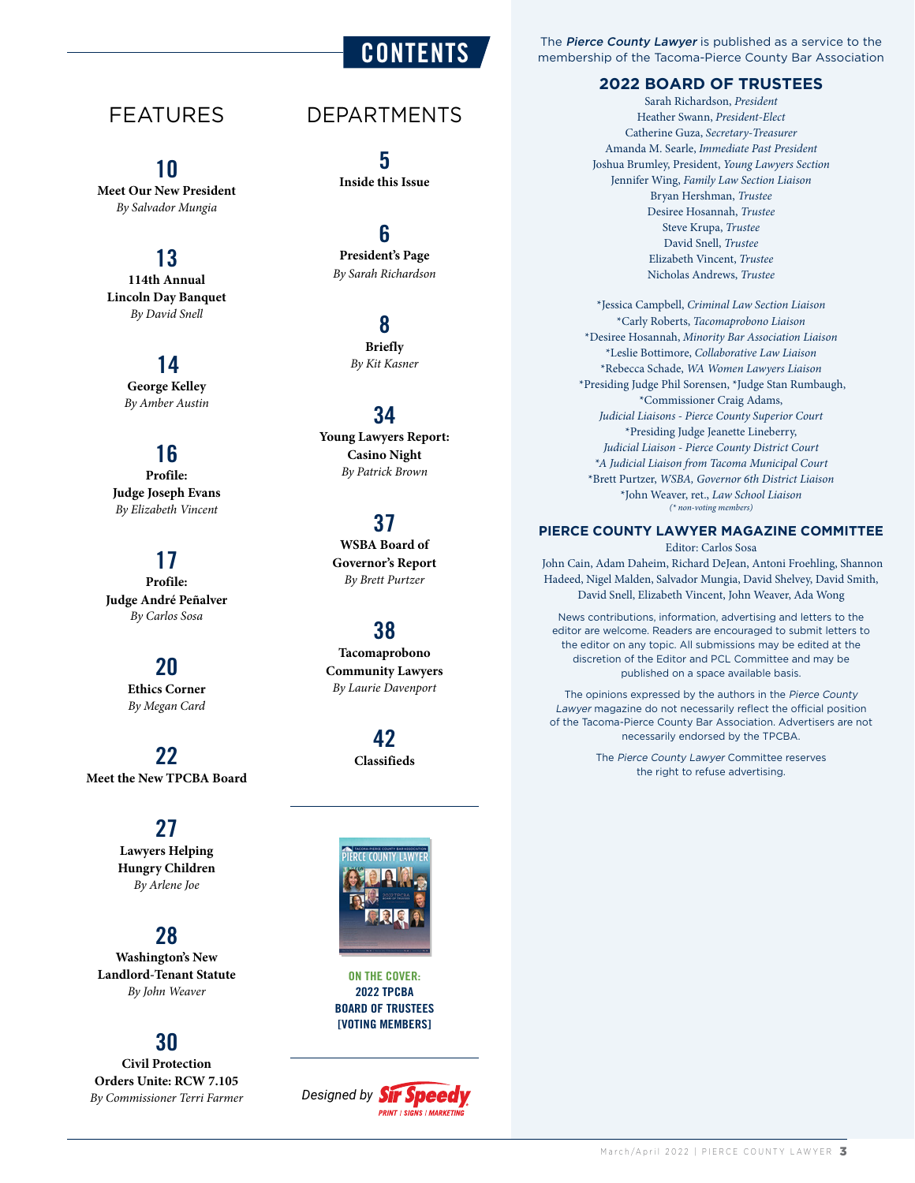# CONTENTS

## FEATURES

**10**
**Meet Our New President**
*By Salvador Mungia*

**13**
**114th Annual Lincoln Day Banquet**
*By David Snell*

**14**
**George Kelley**
*By Amber Austin*

**16**
**Profile: Judge Joseph Evans**
*By Elizabeth Vincent*

**17**
**Profile: Judge André Peñalver**
*By Carlos Sosa*

**20**
**Ethics Corner**
*By Megan Card*

**22**
**Meet the New TPCBA Board**

**27**
**Lawyers Helping Hungry Children**
*By Arlene Joe*

**28**
**Washington's New Landlord-Tenant Statute**
*By John Weaver*

**30**
**Civil Protection Orders Unite: RCW 7.105**
*By Commissioner Terri Farmer*

## DEPARTMENTS

**5**
**Inside this Issue**

**6**
**President's Page**
*By Sarah Richardson*

**8**
**Briefly**
*By Kit Kasner*

**34**
**Young Lawyers Report: Casino Night**
*By Patrick Brown*

**37**
**WSBA Board of Governor's Report**
*By Brett Purtzer*

**38**
**Tacomaprobono Community Lawyers**
*By Laurie Davenport*

**42**
**Classifieds**

**ON THE COVER:**
**2022 TPCBA BOARD OF TRUSTEES [VOTING MEMBERS]**

Designed by Sir Speedy PRINT | SIGNS | MARKETING

The ***Pierce County Lawyer*** is published as a service to the membership of the Tacoma-Pierce County Bar Association

## 2022 BOARD OF TRUSTEES

Sarah Richardson, *President*
Heather Swann, *President-Elect*
Catherine Guza, *Secretary-Treasurer*
Amanda M. Searle, *Immediate Past President*
Joshua Brumley, President, *Young Lawyers Section*
Jennifer Wing, *Family Law Section Liaison*
Bryan Hershman, *Trustee*
Desiree Hosannah, *Trustee*
Steve Krupa, *Trustee*
David Snell, *Trustee*
Elizabeth Vincent, *Trustee*
Nicholas Andrews, *Trustee*

*Jessica Campbell, *Criminal Law Section Liaison*
*Carly Roberts, *Tacomaprobono Liaison*
*Desiree Hosannah, *Minority Bar Association Liaison*
*Leslie Bottimore, *Collaborative Law Liaison*
*Rebecca Schade, *WA Women Lawyers Liaison*
*Presiding Judge Phil Sorensen, *Judge Stan Rumbaugh,
*Commissioner Craig Adams,
*Judicial Liaisons - Pierce County Superior Court*
*Presiding Judge Jeanette Lineberry,
*Judicial Liaison - Pierce County District Court*
**A Judicial Liaison from Tacoma Municipal Court*
*Brett Purtzer, *WSBA, Governor 6th District Liaison*
*John Weaver, ret., *Law School Liaison*
*(* non-voting members)*

## PIERCE COUNTY LAWYER MAGAZINE COMMITTEE

Editor: Carlos Sosa
John Cain, Adam Daheim, Richard DeJean, Antoni Froehling, Shannon Hadeed, Nigel Malden, Salvador Mungia, David Shelvey, David Smith, David Snell, Elizabeth Vincent, John Weaver, Ada Wong

News contributions, information, advertising and letters to the editor are welcome. Readers are encouraged to submit letters to the editor on any topic. All submissions may be edited at the discretion of the Editor and PCL Committee and may be published on a space available basis.

The opinions expressed by the authors in the *Pierce County Lawyer* magazine do not necessarily reflect the official position of the Tacoma-Pierce County Bar Association. Advertisers are not necessarily endorsed by the TPCBA.

The *Pierce County Lawyer* Committee reserves the right to refuse advertising.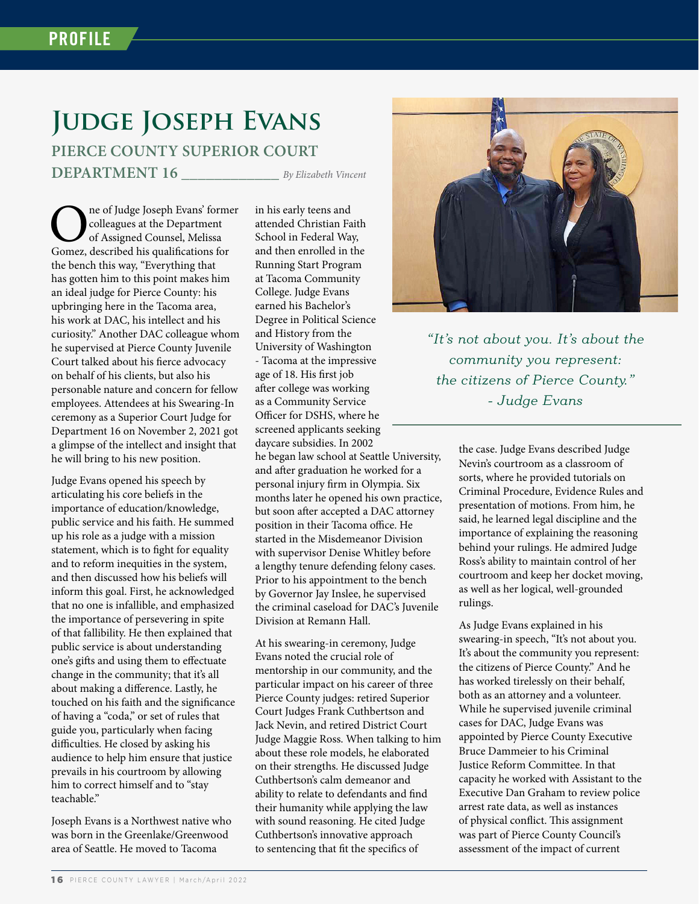# Judge Joseph Evans

## Pierce County Superior Court Department 16

*By Elizabeth Vincent*

One of Judge Joseph Evans' former colleagues at the Department of Assigned Counsel, Melissa Gomez, described his qualifications for the bench this way, "Everything that has gotten him to this point makes him an ideal judge for Pierce County: his upbringing here in the Tacoma area, his work at DAC, his intellect and his curiosity." Another DAC colleague whom he supervised at Pierce County Juvenile Court talked about his fierce advocacy on behalf of his clients, but also his personable nature and concern for fellow employees. Attendees at his Swearing-In ceremony as a Superior Court Judge for Department 16 on November 2, 2021 got a glimpse of the intellect and insight that he will bring to his new position.

Judge Evans opened his speech by articulating his core beliefs in the importance of education/knowledge, public service and his faith. He summed up his role as a judge with a mission statement, which is to fight for equality and to reform inequities in the system, and then discussed how his beliefs will inform this goal. First, he acknowledged that no one is infallible, and emphasized the importance of persevering in spite of that fallibility. He then explained that public service is about understanding one's gifts and using them to effectuate change in the community; that it's all about making a difference. Lastly, he touched on his faith and the significance of having a "coda," or set of rules that guide you, particularly when facing difficulties. He closed by asking his audience to help him ensure that justice prevails in his courtroom by allowing him to correct himself and to "stay teachable."

Joseph Evans is a Northwest native who was born in the Greenlake/Greenwood area of Seattle. He moved to Tacoma in his early teens and attended Christian Faith School in Federal Way, and then enrolled in the Running Start Program at Tacoma Community College. Judge Evans earned his Bachelor's Degree in Political Science and History from the University of Washington - Tacoma at the impressive age of 18. His first job after college was working as a Community Service Officer for DSHS, where he screened applicants seeking daycare subsidies. In 2002 he began law school at Seattle University, and after graduation he worked for a personal injury firm in Olympia. Six months later he opened his own practice, but soon after accepted a DAC attorney position in their Tacoma office. He started in the Misdemeanor Division with supervisor Denise Whitley before a lengthy tenure defending felony cases. Prior to his appointment to the bench by Governor Jay Inslee, he supervised the criminal caseload for DAC's Juvenile Division at Remann Hall.

At his swearing-in ceremony, Judge Evans noted the crucial role of mentorship in our community, and the particular impact on his career of three Pierce County judges: retired Superior Court Judges Frank Cuthbertson and Jack Nevin, and retired District Court Judge Maggie Ross. When talking to him about these role models, he elaborated on their strengths. He discussed Judge Cuthbertson's calm demeanor and ability to relate to defendants and find their humanity while applying the law with sound reasoning. He cited Judge Cuthbertson's innovative approach to sentencing that fit the specifics of the case. Judge Evans described Judge Nevin's courtroom as a classroom of sorts, where he provided tutorials on Criminal Procedure, Evidence Rules and presentation of motions. From him, he said, he learned legal discipline and the importance of explaining the reasoning behind your rulings. He admired Judge Ross's ability to maintain control of her courtroom and keep her docket moving, as well as her logical, well-grounded rulings.

> *"It's not about you. It's about the community you represent: the citizens of Pierce County." - Judge Evans*

As Judge Evans explained in his swearing-in speech, "It's not about you. It's about the community you represent: the citizens of Pierce County." And he has worked tirelessly on their behalf, both as an attorney and a volunteer. While he supervised juvenile criminal cases for DAC, Judge Evans was appointed by Pierce County Executive Bruce Dammeier to his Criminal Justice Reform Committee. In that capacity he worked with Assistant to the Executive Dan Graham to review police arrest rate data, as well as instances of physical conflict. This assignment was part of Pierce County Council's assessment of the impact of current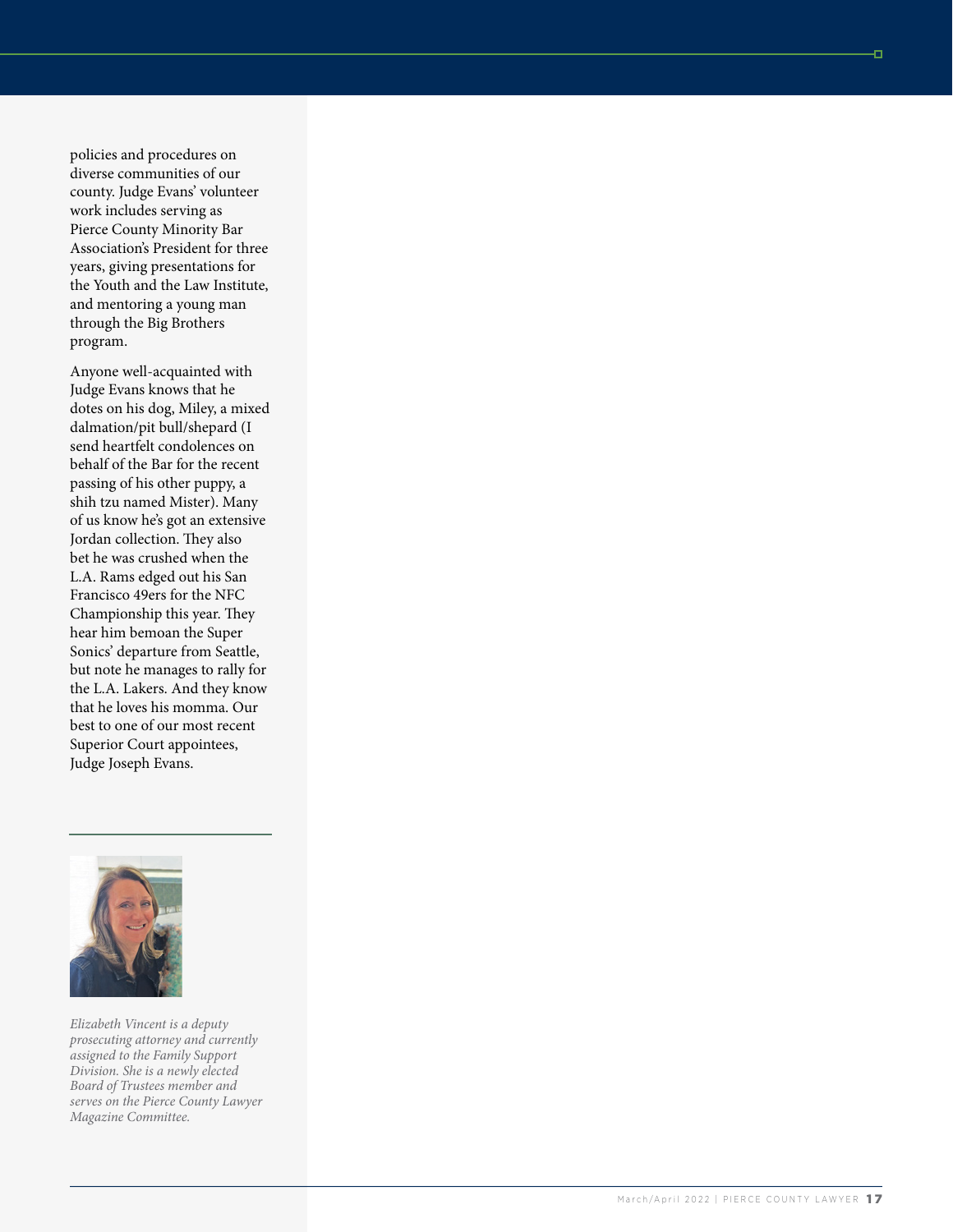policies and procedures on diverse communities of our county. Judge Evans' volunteer work includes serving as Pierce County Minority Bar Association's President for three years, giving presentations for the Youth and the Law Institute, and mentoring a young man through the Big Brothers program.

Anyone well-acquainted with Judge Evans knows that he dotes on his dog, Miley, a mixed dalmation/pit bull/shepard (I send heartfelt condolences on behalf of the Bar for the recent passing of his other puppy, a shih tzu named Mister). Many of us know he's got an extensive Jordan collection. They also bet he was crushed when the L.A. Rams edged out his San Francisco 49ers for the NFC Championship this year. They hear him bemoan the Super Sonics' departure from Seattle, but note he manages to rally for the L.A. Lakers. And they know that he loves his momma. Our best to one of our most recent Superior Court appointees, Judge Joseph Evans.

---

*Elizabeth Vincent is a deputy prosecuting attorney and currently assigned to the Family Support Division. She is a newly elected Board of Trustees member and serves on the Pierce County Lawyer Magazine Committee.*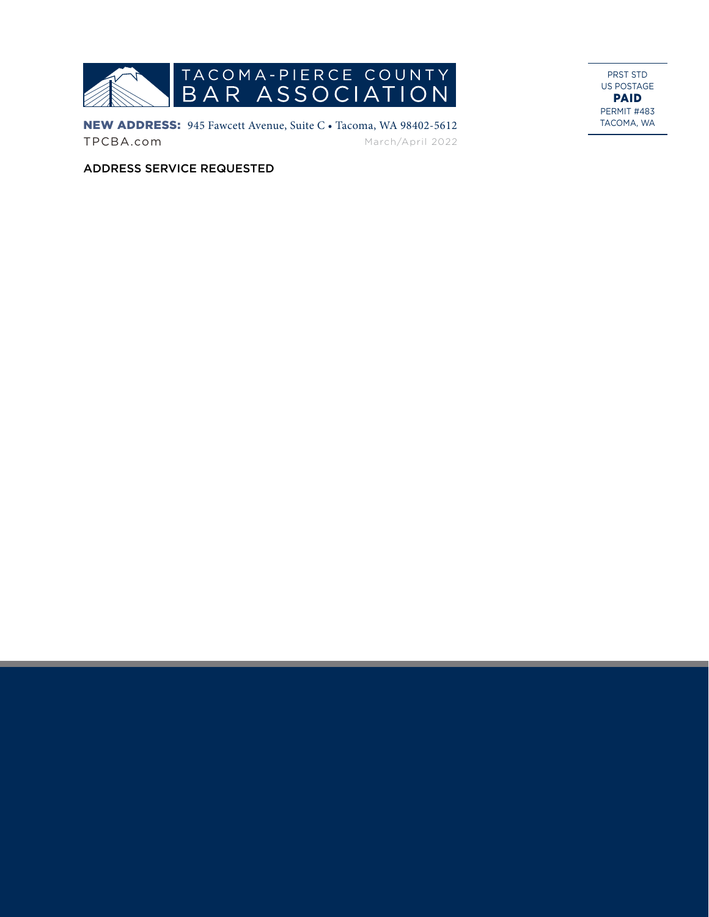TACOMA-PIERCE COUNTY BAR ASSOCIATION

**NEW ADDRESS:** 945 Fawcett Avenue, Suite C • Tacoma, WA 98402-5612

TPCBA.com

March/April 2022

PRST STD
US POSTAGE
**PAID**
PERMIT #483
TACOMA, WA

ADDRESS SERVICE REQUESTED